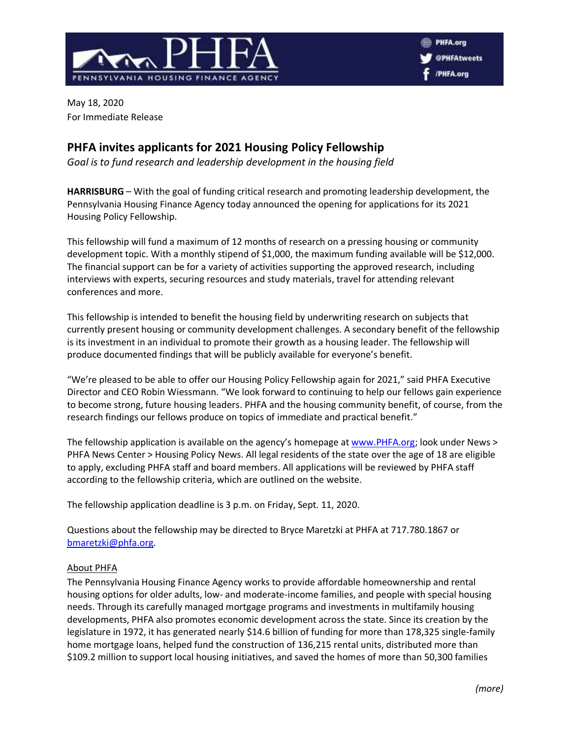PHFA
PENNSYLVANIA HOUSING FINANCE AGENCY

PHFA.org
@PHFAtweets
/PHFA.org

May 18, 2020
For Immediate Release

## PHFA invites applicants for 2021 Housing Policy Fellowship

*Goal is to fund research and leadership development in the housing field*

**HARRISBURG** – With the goal of funding critical research and promoting leadership development, the Pennsylvania Housing Finance Agency today announced the opening for applications for its 2021 Housing Policy Fellowship.

This fellowship will fund a maximum of 12 months of research on a pressing housing or community development topic. With a monthly stipend of $1,000, the maximum funding available will be $12,000. The financial support can be for a variety of activities supporting the approved research, including interviews with experts, securing resources and study materials, travel for attending relevant conferences and more.

This fellowship is intended to benefit the housing field by underwriting research on subjects that currently present housing or community development challenges. A secondary benefit of the fellowship is its investment in an individual to promote their growth as a housing leader. The fellowship will produce documented findings that will be publicly available for everyone's benefit.

"We're pleased to be able to offer our Housing Policy Fellowship again for 2021," said PHFA Executive Director and CEO Robin Wiessmann. "We look forward to continuing to help our fellows gain experience to become strong, future housing leaders. PHFA and the housing community benefit, of course, from the research findings our fellows produce on topics of immediate and practical benefit."

The fellowship application is available on the agency's homepage at www.PHFA.org; look under News > PHFA News Center > Housing Policy News. All legal residents of the state over the age of 18 are eligible to apply, excluding PHFA staff and board members. All applications will be reviewed by PHFA staff according to the fellowship criteria, which are outlined on the website.

The fellowship application deadline is 3 p.m. on Friday, Sept. 11, 2020.

Questions about the fellowship may be directed to Bryce Maretzki at PHFA at 717.780.1867 or bmaretzki@phfa.org.

About PHFA

The Pennsylvania Housing Finance Agency works to provide affordable homeownership and rental housing options for older adults, low- and moderate-income families, and people with special housing needs. Through its carefully managed mortgage programs and investments in multifamily housing developments, PHFA also promotes economic development across the state. Since its creation by the legislature in 1972, it has generated nearly $14.6 billion of funding for more than 178,325 single-family home mortgage loans, helped fund the construction of 136,215 rental units, distributed more than $109.2 million to support local housing initiatives, and saved the homes of more than 50,300 families

*(more)*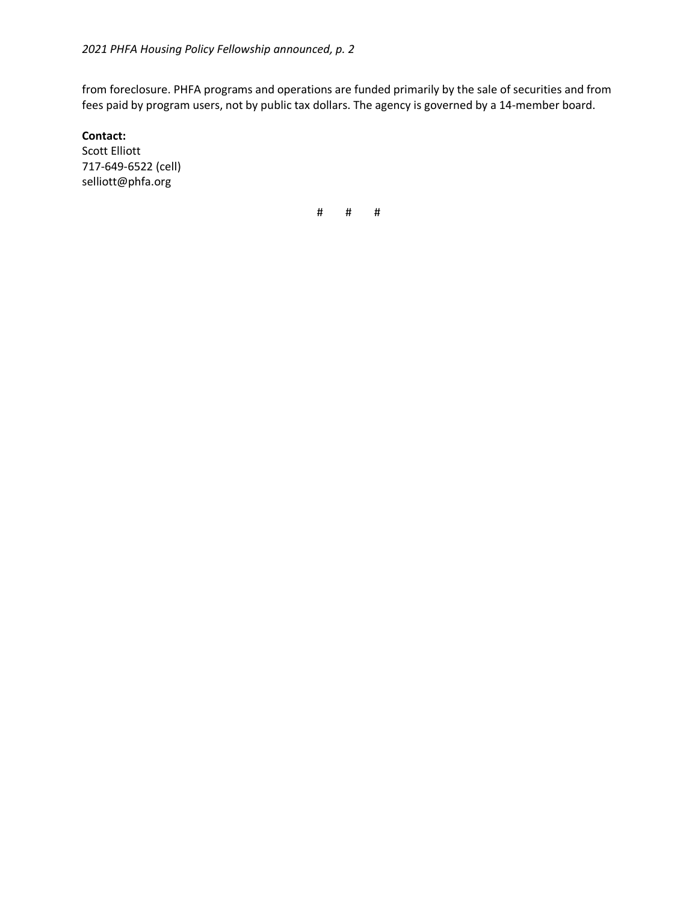from foreclosure. PHFA programs and operations are funded primarily by the sale of securities and from fees paid by program users, not by public tax dollars. The agency is governed by a 14-member board.

**Contact:**
Scott Elliott
717-649-6522 (cell)
selliott@phfa.org

# # #